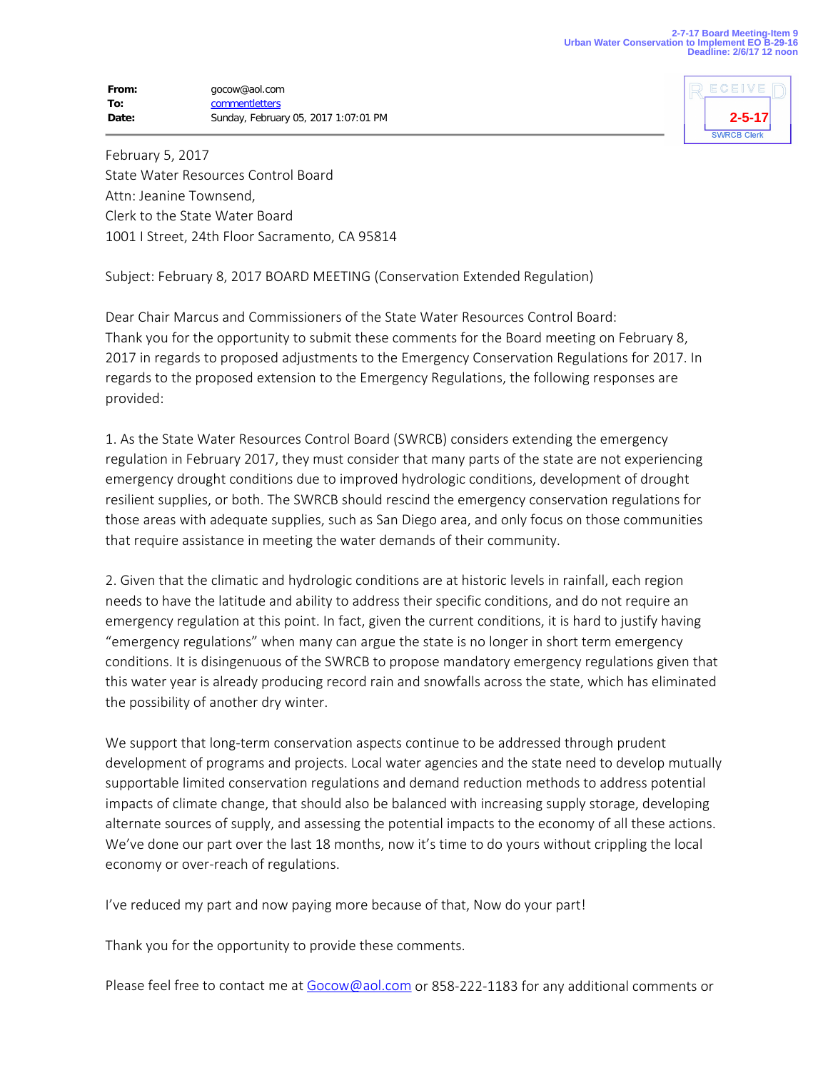2-7-17 Board Meeting-Item 9
Urban Water Conservation to Implement EO B-29-16
Deadline: 2/6/17 12 noon

RECEIVED
2-5-17
SWRCB Clerk

**From:** gocow@aol.com
**To:** commentletters
**Date:** Sunday, February 05, 2017 1:07:01 PM

---

February 5, 2017
State Water Resources Control Board
Attn: Jeanine Townsend,
Clerk to the State Water Board
1001 I Street, 24th Floor Sacramento, CA 95814

Subject: February 8, 2017 BOARD MEETING (Conservation Extended Regulation)

Dear Chair Marcus and Commissioners of the State Water Resources Control Board:
Thank you for the opportunity to submit these comments for the Board meeting on February 8, 2017 in regards to proposed adjustments to the Emergency Conservation Regulations for 2017. In regards to the proposed extension to the Emergency Regulations, the following responses are provided:

1. As the State Water Resources Control Board (SWRCB) considers extending the emergency regulation in February 2017, they must consider that many parts of the state are not experiencing emergency drought conditions due to improved hydrologic conditions, development of drought resilient supplies, or both. The SWRCB should rescind the emergency conservation regulations for those areas with adequate supplies, such as San Diego area, and only focus on those communities that require assistance in meeting the water demands of their community.

2. Given that the climatic and hydrologic conditions are at historic levels in rainfall, each region needs to have the latitude and ability to address their specific conditions, and do not require an emergency regulation at this point. In fact, given the current conditions, it is hard to justify having "emergency regulations" when many can argue the state is no longer in short term emergency conditions. It is disingenuous of the SWRCB to propose mandatory emergency regulations given that this water year is already producing record rain and snowfalls across the state, which has eliminated the possibility of another dry winter.

We support that long-term conservation aspects continue to be addressed through prudent development of programs and projects. Local water agencies and the state need to develop mutually supportable limited conservation regulations and demand reduction methods to address potential impacts of climate change, that should also be balanced with increasing supply storage, developing alternate sources of supply, and assessing the potential impacts to the economy of all these actions. We've done our part over the last 18 months, now it's time to do yours without crippling the local economy or over-reach of regulations.

I've reduced my part and now paying more because of that, Now do your part!

Thank you for the opportunity to provide these comments.

Please feel free to contact me at Gocow@aol.com or 858-222-1183 for any additional comments or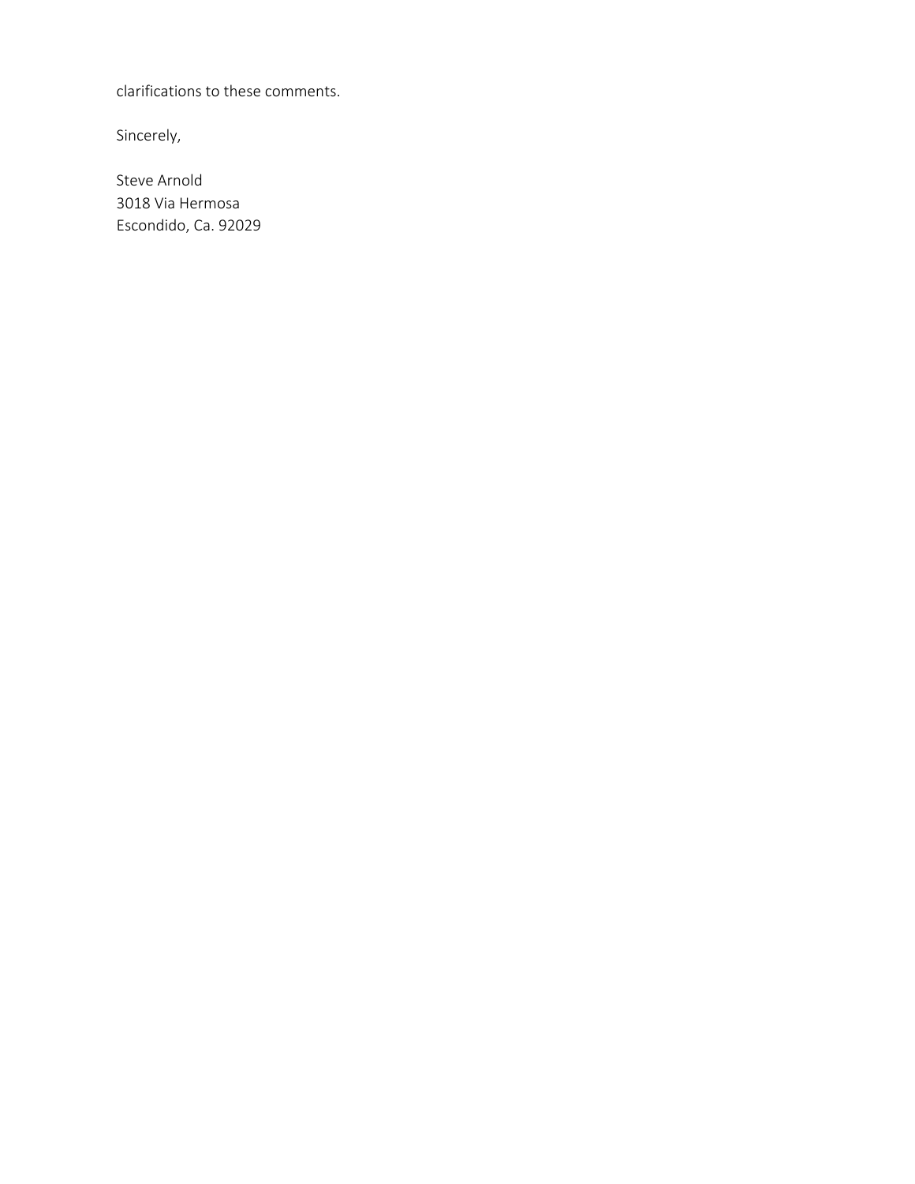clarifications to these comments.

Sincerely,

Steve Arnold
3018 Via Hermosa
Escondido, Ca. 92029